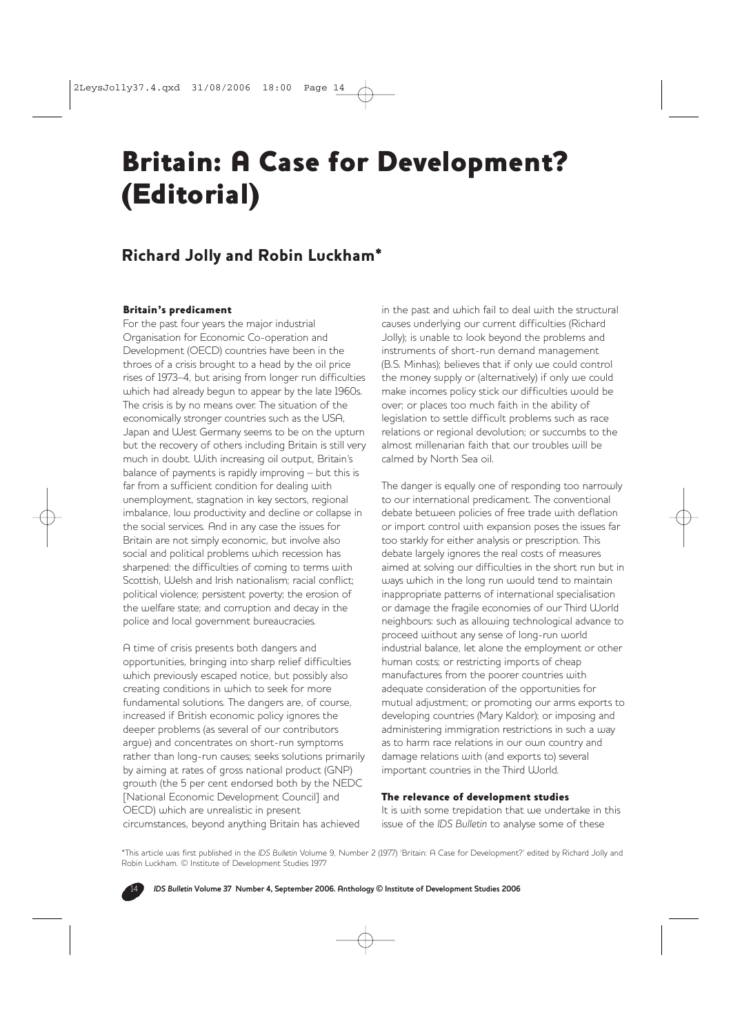# Britain: A Case for Development? (Editorial)

## Richard Jolly and Robin Luckham*

### Britain's predicament

For the past four years the major industrial Organisation for Economic Co-operation and Development (OECD) countries have been in the throes of a crisis brought to a head by the oil price rises of 1973–4, but arising from longer run difficulties which had already begun to appear by the late 1960s. The crisis is by no means over. The situation of the economically stronger countries such as the USA, Japan and West Germany seems to be on the upturn but the recovery of others including Britain is still very much in doubt. With increasing oil output, Britain's balance of payments is rapidly improving – but this is far from a sufficient condition for dealing with unemployment, stagnation in key sectors, regional imbalance, low productivity and decline or collapse in the social services. And in any case the issues for Britain are not simply economic, but involve also social and political problems which recession has sharpened: the difficulties of coming to terms with Scottish, Welsh and Irish nationalism; racial conflict; political violence; persistent poverty; the erosion of the welfare state; and corruption and decay in the police and local government bureaucracies.

A time of crisis presents both dangers and opportunities, bringing into sharp relief difficulties which previously escaped notice, but possibly also creating conditions in which to seek for more fundamental solutions. The dangers are, of course, increased if British economic policy ignores the deeper problems (as several of our contributors argue) and concentrates on short-run symptoms rather than long-run causes; seeks solutions primarily by aiming at rates of gross national product (GNP) growth (the 5 per cent endorsed both by the NEDC [National Economic Development Council] and OECD) which are unrealistic in present circumstances, beyond anything Britain has achieved in the past and which fail to deal with the structural causes underlying our current difficulties (Richard Jolly); is unable to look beyond the problems and instruments of short-run demand management (B.S. Minhas); believes that if only we could control the money supply or (alternatively) if only we could make incomes policy stick our difficulties would be over; or places too much faith in the ability of legislation to settle difficult problems such as race relations or regional devolution; or succumbs to the almost millenarian faith that our troubles will be calmed by North Sea oil.

The danger is equally one of responding too narrowly to our international predicament. The conventional debate between policies of free trade with deflation or import control with expansion poses the issues far too starkly for either analysis or prescription. This debate largely ignores the real costs of measures aimed at solving our difficulties in the short run but in ways which in the long run would tend to maintain inappropriate patterns of international specialisation or damage the fragile economies of our Third World neighbours: such as allowing technological advance to proceed without any sense of long-run world industrial balance, let alone the employment or other human costs; or restricting imports of cheap manufactures from the poorer countries with adequate consideration of the opportunities for mutual adjustment; or promoting our arms exports to developing countries (Mary Kaldor); or imposing and administering immigration restrictions in such a way as to harm race relations in our own country and damage relations with (and exports to) several important countries in the Third World.

### The relevance of development studies

It is with some trepidation that we undertake in this issue of the *IDS Bulletin* to analyse some of these

*This article was first published in the *IDS Bulletin* Volume 9, Number 2 (1977) 'Britain: A Case for Development?' edited by Richard Jolly and Robin Luckham. © Institute of Development Studies 1977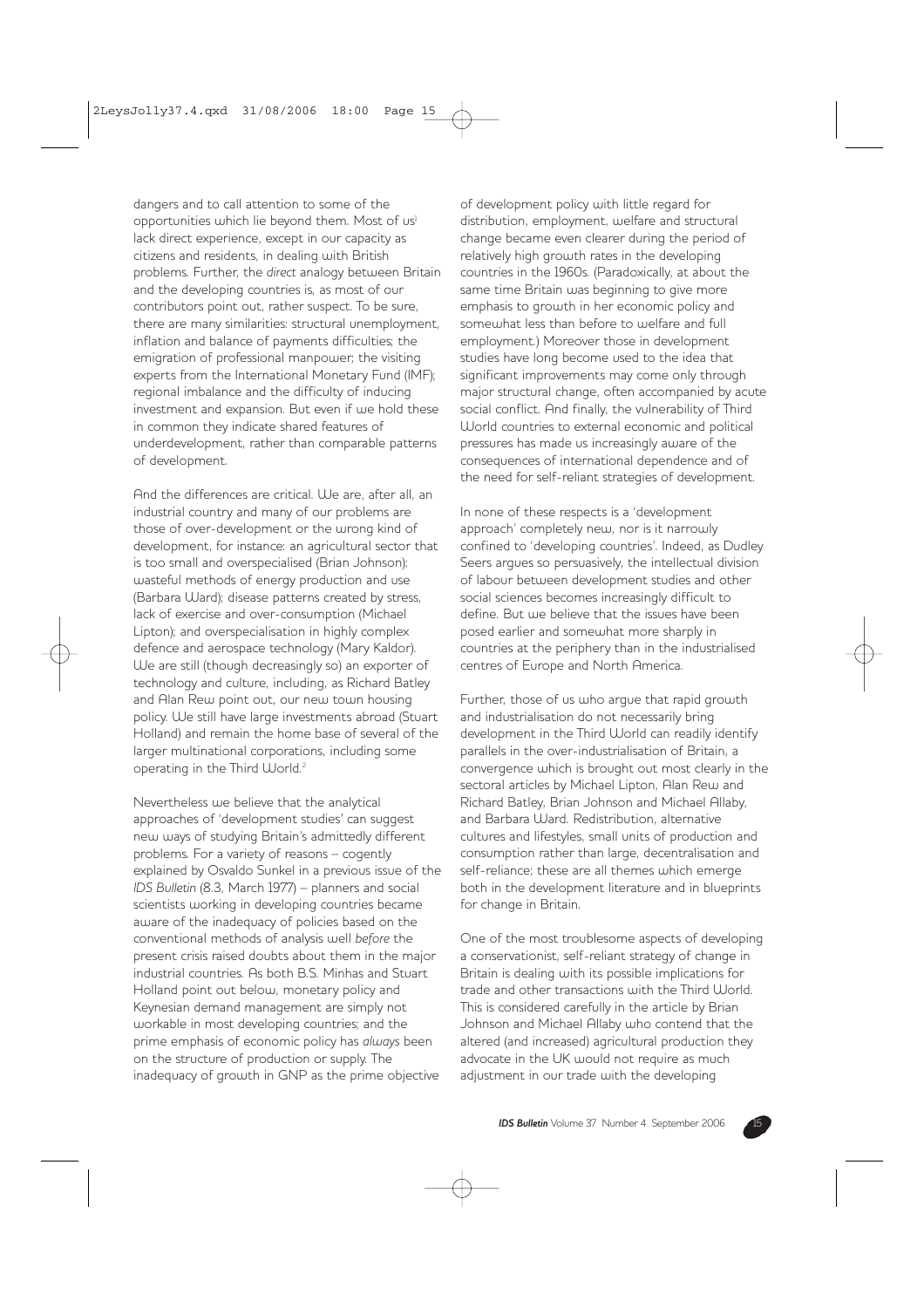dangers and to call attention to some of the opportunities which lie beyond them. Most of us[1] lack direct experience, except in our capacity as citizens and residents, in dealing with British problems. Further, the *direct* analogy between Britain and the developing countries is, as most of our contributors point out, rather suspect. To be sure, there are many similarities: structural unemployment, inflation and balance of payments difficulties; the emigration of professional manpower; the visiting experts from the International Monetary Fund (IMF); regional imbalance and the difficulty of inducing investment and expansion. But even if we hold these in common they indicate shared features of underdevelopment, rather than comparable patterns of development.

And the differences are critical. We are, after all, an industrial country and many of our problems are those of over-development or the wrong kind of development, for instance: an agricultural sector that is too small and overspecialised (Brian Johnson); wasteful methods of energy production and use (Barbara Ward); disease patterns created by stress, lack of exercise and over-consumption (Michael Lipton); and overspecialisation in highly complex defence and aerospace technology (Mary Kaldor). We are still (though decreasingly so) an exporter of technology and culture, including, as Richard Batley and Alan Rew point out, our new town housing policy. We still have large investments abroad (Stuart Holland) and remain the home base of several of the larger multinational corporations, including some operating in the Third World.[2]

Nevertheless we believe that the analytical approaches of 'development studies' can suggest new ways of studying Britain's admittedly different problems. For a variety of reasons – cogently explained by Osvaldo Sunkel in a previous issue of the *IDS Bulletin* (8.3, March 1977) – planners and social scientists working in developing countries became aware of the inadequacy of policies based on the conventional methods of analysis well *before* the present crisis raised doubts about them in the major industrial countries. As both B.S. Minhas and Stuart Holland point out below, monetary policy and Keynesian demand management are simply not workable in most developing countries; and the prime emphasis of economic policy has *always* been on the structure of production or supply. The inadequacy of growth in GNP as the prime objective of development policy with little regard for distribution, employment, welfare and structural change became even clearer during the period of relatively high growth rates in the developing countries in the 1960s. (Paradoxically, at about the same time Britain was beginning to give more emphasis to growth in her economic policy and somewhat less than before to welfare and full employment.) Moreover those in development studies have long become used to the idea that significant improvements may come only through major structural change, often accompanied by acute social conflict. And finally, the vulnerability of Third World countries to external economic and political pressures has made us increasingly aware of the consequences of international dependence and of the need for self-reliant strategies of development.

In none of these respects is a 'development approach' completely new, nor is it narrowly confined to 'developing countries'. Indeed, as Dudley Seers argues so persuasively, the intellectual division of labour between development studies and other social sciences becomes increasingly difficult to define. But we believe that the issues have been posed earlier and somewhat more sharply in countries at the periphery than in the industrialised centres of Europe and North America.

Further, those of us who argue that rapid growth and industrialisation do not necessarily bring development in the Third World can readily identify parallels in the over-industrialisation of Britain, a convergence which is brought out most clearly in the sectoral articles by Michael Lipton, Alan Rew and Richard Batley, Brian Johnson and Michael Allaby, and Barbara Ward. Redistribution, alternative cultures and lifestyles, small units of production and consumption rather than large, decentralisation and self-reliance; these are all themes which emerge both in the development literature and in blueprints for change in Britain.

One of the most troublesome aspects of developing a conservationist, self-reliant strategy of change in Britain is dealing with its possible implications for trade and other transactions with the Third World. This is considered carefully in the article by Brian Johnson and Michael Allaby who contend that the altered (and increased) agricultural production they advocate in the UK would not require as much adjustment in our trade with the developing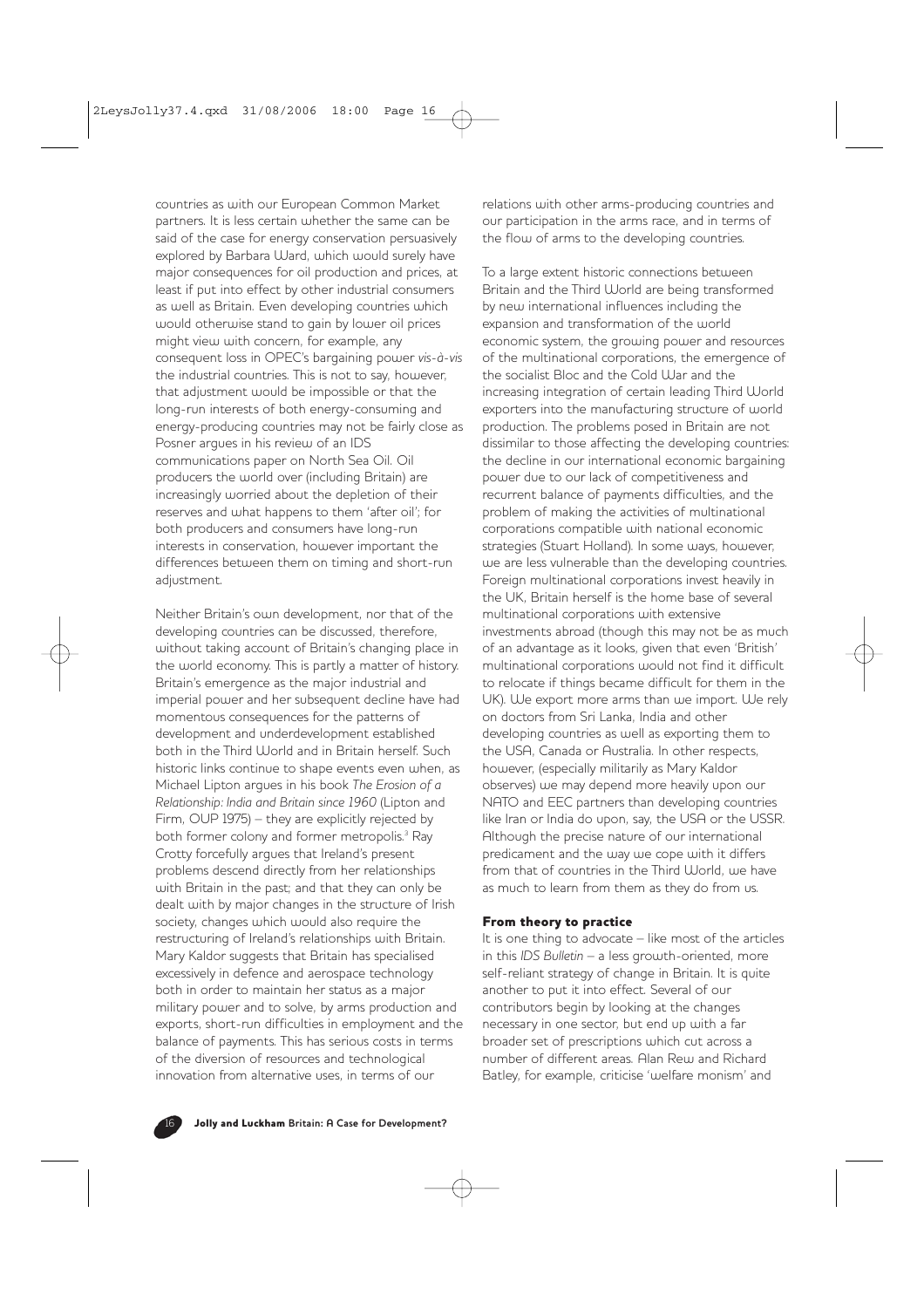countries as with our European Common Market partners. It is less certain whether the same can be said of the case for energy conservation persuasively explored by Barbara Ward, which would surely have major consequences for oil production and prices, at least if put into effect by other industrial consumers as well as Britain. Even developing countries which would otherwise stand to gain by lower oil prices might view with concern, for example, any consequent loss in OPEC's bargaining power *vis-à-vis* the industrial countries. This is not to say, however, that adjustment would be impossible or that the long-run interests of both energy-consuming and energy-producing countries may not be fairly close as Posner argues in his review of an IDS communications paper on North Sea Oil. Oil producers the world over (including Britain) are increasingly worried about the depletion of their reserves and what happens to them 'after oil'; for both producers and consumers have long-run interests in conservation, however important the differences between them on timing and short-run adjustment.

Neither Britain's own development, nor that of the developing countries can be discussed, therefore, without taking account of Britain's changing place in the world economy. This is partly a matter of history. Britain's emergence as the major industrial and imperial power and her subsequent decline have had momentous consequences for the patterns of development and underdevelopment established both in the Third World and in Britain herself. Such historic links continue to shape events even when, as Michael Lipton argues in his book *The Erosion of a Relationship: India and Britain since 1960* (Lipton and Firn, OUP 1975) – they are explicitly rejected by both former colony and former metropolis.[3] Ray Crotty forcefully argues that Ireland's present problems descend directly from her relationships with Britain in the past; and that they can only be dealt with by major changes in the structure of Irish society, changes which would also require the restructuring of Ireland's relationships with Britain. Mary Kaldor suggests that Britain has specialised excessively in defence and aerospace technology both in order to maintain her status as a major military power and to solve, by arms production and exports, short-run difficulties in employment and the balance of payments. This has serious costs in terms of the diversion of resources and technological innovation from alternative uses, in terms of our relations with other arms-producing countries and our participation in the arms race, and in terms of the flow of arms to the developing countries.

To a large extent historic connections between Britain and the Third World are being transformed by new international influences including the expansion and transformation of the world economic system, the growing power and resources of the multinational corporations, the emergence of the socialist Bloc and the Cold War and the increasing integration of certain leading Third World exporters into the manufacturing structure of world production. The problems posed in Britain are not dissimilar to those affecting the developing countries: the decline in our international economic bargaining power due to our lack of competitiveness and recurrent balance of payments difficulties, and the problem of making the activities of multinational corporations compatible with national economic strategies (Stuart Holland). In some ways, however, we are less vulnerable than the developing countries. Foreign multinational corporations invest heavily in the UK, Britain herself is the home base of several multinational corporations with extensive investments abroad (though this may not be as much of an advantage as it looks, given that even 'British' multinational corporations would not find it difficult to relocate if things became difficult for them in the UK). We export more arms than we import. We rely on doctors from Sri Lanka, India and other developing countries as well as exporting them to the USA, Canada or Australia. In other respects, however, (especially militarily as Mary Kaldor observes) we may depend more heavily upon our NATO and EEC partners than developing countries like Iran or India do upon, say, the USA or the USSR. Although the precise nature of our international predicament and the way we cope with it differs from that of countries in the Third World, we have as much to learn from them as they do from us.

## From theory to practice

It is one thing to advocate – like most of the articles in this *IDS Bulletin* – a less growth-oriented, more self-reliant strategy of change in Britain. It is quite another to put it into effect. Several of our contributors begin by looking at the changes necessary in one sector, but end up with a far broader set of prescriptions which cut across a number of different areas. Alan Rew and Richard Batley, for example, criticise 'welfare monism' and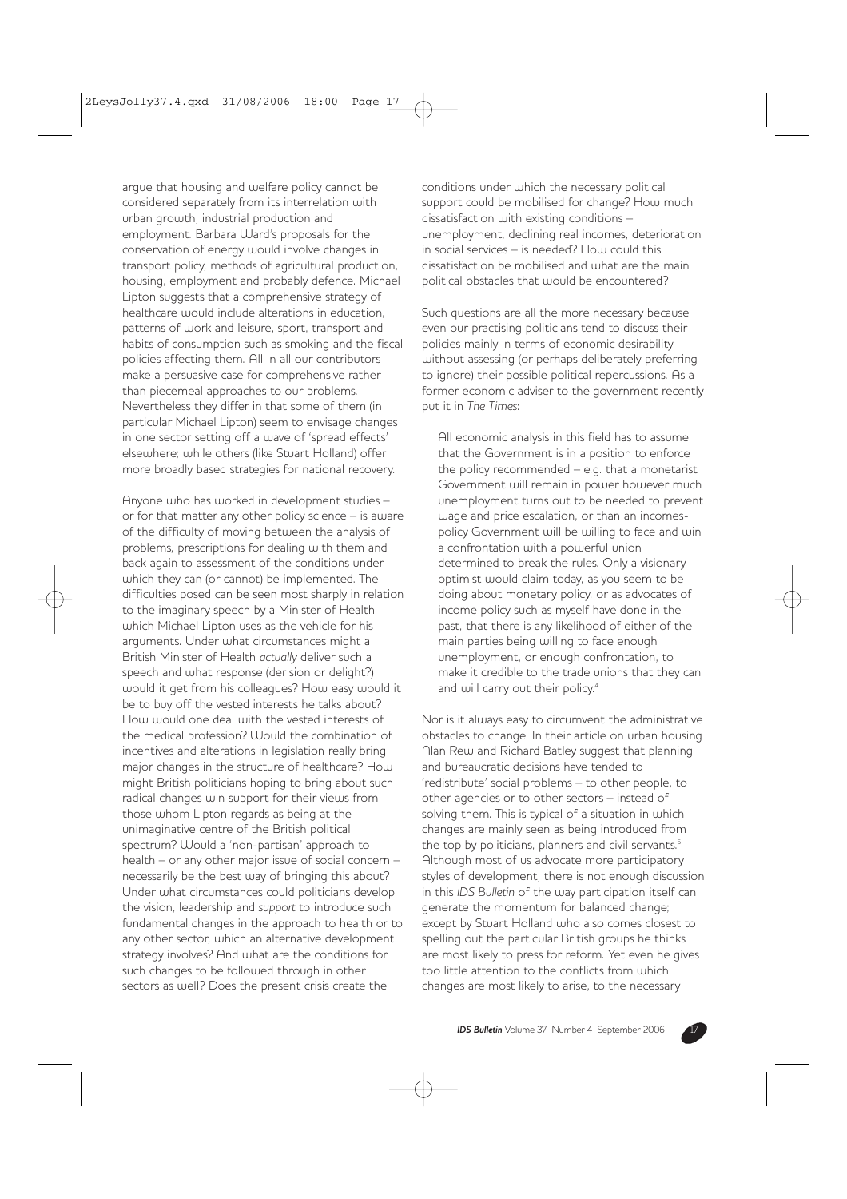argue that housing and welfare policy cannot be considered separately from its interrelation with urban growth, industrial production and employment. Barbara Ward's proposals for the conservation of energy would involve changes in transport policy, methods of agricultural production, housing, employment and probably defence. Michael Lipton suggests that a comprehensive strategy of healthcare would include alterations in education, patterns of work and leisure, sport, transport and habits of consumption such as smoking and the fiscal policies affecting them. All in all our contributors make a persuasive case for comprehensive rather than piecemeal approaches to our problems. Nevertheless they differ in that some of them (in particular Michael Lipton) seem to envisage changes in one sector setting off a wave of 'spread effects' elsewhere; while others (like Stuart Holland) offer more broadly based strategies for national recovery.

Anyone who has worked in development studies – or for that matter any other policy science – is aware of the difficulty of moving between the analysis of problems, prescriptions for dealing with them and back again to assessment of the conditions under which they can (or cannot) be implemented. The difficulties posed can be seen most sharply in relation to the imaginary speech by a Minister of Health which Michael Lipton uses as the vehicle for his arguments. Under what circumstances might a British Minister of Health *actually* deliver such a speech and what response (derision or delight?) would it get from his colleagues? How easy would it be to buy off the vested interests he talks about? How would one deal with the vested interests of the medical profession? Would the combination of incentives and alterations in legislation really bring major changes in the structure of healthcare? How might British politicians hoping to bring about such radical changes win support for their views from those whom Lipton regards as being at the unimaginative centre of the British political spectrum? Would a 'non-partisan' approach to health – or any other major issue of social concern – necessarily be the best way of bringing this about? Under what circumstances could politicians develop the vision, leadership and *support* to introduce such fundamental changes in the approach to health or to any other sector, which an alternative development strategy involves? And what are the conditions for such changes to be followed through in other sectors as well? Does the present crisis create the conditions under which the necessary political support could be mobilised for change? How much dissatisfaction with existing conditions – unemployment, declining real incomes, deterioration in social services – is needed? How could this dissatisfaction be mobilised and what are the main political obstacles that would be encountered?

Such questions are all the more necessary because even our practising politicians tend to discuss their policies mainly in terms of economic desirability without assessing (or perhaps deliberately preferring to ignore) their possible political repercussions. As a former economic adviser to the government recently put it in *The Times*:

> All economic analysis in this field has to assume that the Government is in a position to enforce the policy recommended – e.g. that a monetarist Government will remain in power however much unemployment turns out to be needed to prevent wage and price escalation, or than an incomes-policy Government will be willing to face and win a confrontation with a powerful union determined to break the rules. Only a visionary optimist would claim today, as you seem to be doing about monetary policy, or as advocates of income policy such as myself have done in the past, that there is any likelihood of either of the main parties being willing to face enough unemployment, or enough confrontation, to make it credible to the trade unions that they can and will carry out their policy.[4]

Nor is it always easy to circumvent the administrative obstacles to change. In their article on urban housing Alan Rew and Richard Batley suggest that planning and bureaucratic decisions have tended to 'redistribute' social problems – to other people, to other agencies or to other sectors – instead of solving them. This is typical of a situation in which changes are mainly seen as being introduced from the top by politicians, planners and civil servants.[5] Although most of us advocate more participatory styles of development, there is not enough discussion in this *IDS Bulletin* of the way participation itself can generate the momentum for balanced change; except by Stuart Holland who also comes closest to spelling out the particular British groups he thinks are most likely to press for reform. Yet even he gives too little attention to the conflicts from which changes are most likely to arise, to the necessary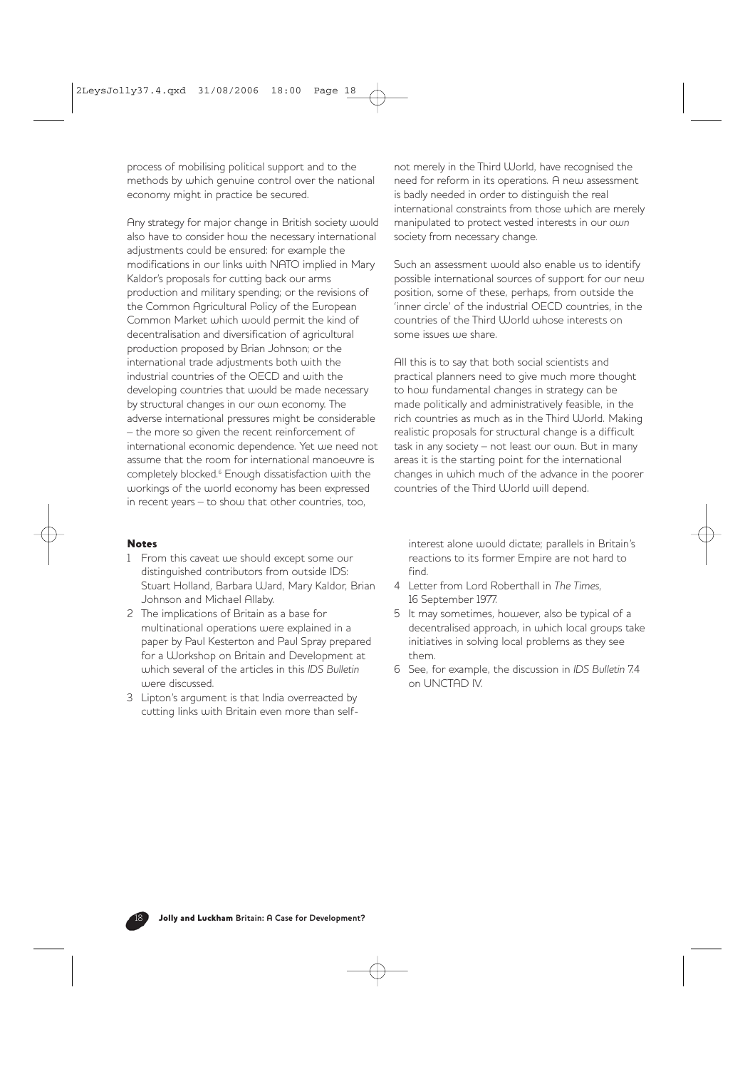process of mobilising political support and to the methods by which genuine control over the national economy might in practice be secured.

Any strategy for major change in British society would also have to consider how the necessary international adjustments could be ensured: for example the modifications in our links with NATO implied in Mary Kaldor's proposals for cutting back our arms production and military spending; or the revisions of the Common Agricultural Policy of the European Common Market which would permit the kind of decentralisation and diversification of agricultural production proposed by Brian Johnson; or the international trade adjustments both with the industrial countries of the OECD and with the developing countries that would be made necessary by structural changes in our own economy. The adverse international pressures might be considerable – the more so given the recent reinforcement of international economic dependence. Yet we need not assume that the room for international manoeuvre is completely blocked.[6] Enough dissatisfaction with the workings of the world economy has been expressed in recent years – to show that other countries, too, not merely in the Third World, have recognised the need for reform in its operations. A new assessment is badly needed in order to distinguish the real international constraints from those which are merely manipulated to protect vested interests in our *own* society from necessary change.

Such an assessment would also enable us to identify possible international sources of support for our new position, some of these, perhaps, from outside the 'inner circle' of the industrial OECD countries, in the countries of the Third World whose interests on some issues we share.

All this is to say that both social scientists and practical planners need to give much more thought to how fundamental changes in strategy can be made politically and administratively feasible, in the rich countries as much as in the Third World. Making realistic proposals for structural change is a difficult task in any society – not least our own. But in many areas it is the starting point for the international changes in which much of the advance in the poorer countries of the Third World will depend.

## Notes

1. From this caveat we should except some our distinguished contributors from outside IDS: Stuart Holland, Barbara Ward, Mary Kaldor, Brian Johnson and Michael Allaby.
2. The implications of Britain as a base for multinational operations were explained in a paper by Paul Kesterton and Paul Spray prepared for a Workshop on Britain and Development at which several of the articles in this *IDS Bulletin* were discussed.
3. Lipton's argument is that India overreacted by cutting links with Britain even more than self-interest alone would dictate; parallels in Britain's reactions to its former Empire are not hard to find.
4. Letter from Lord Roberthall in *The Times*, 16 September 1977.
5. It may sometimes, however, also be typical of a decentralised approach, in which local groups take initiatives in solving local problems as they see them.
6. See, for example, the discussion in *IDS Bulletin* 7.4 on UNCTAD IV.